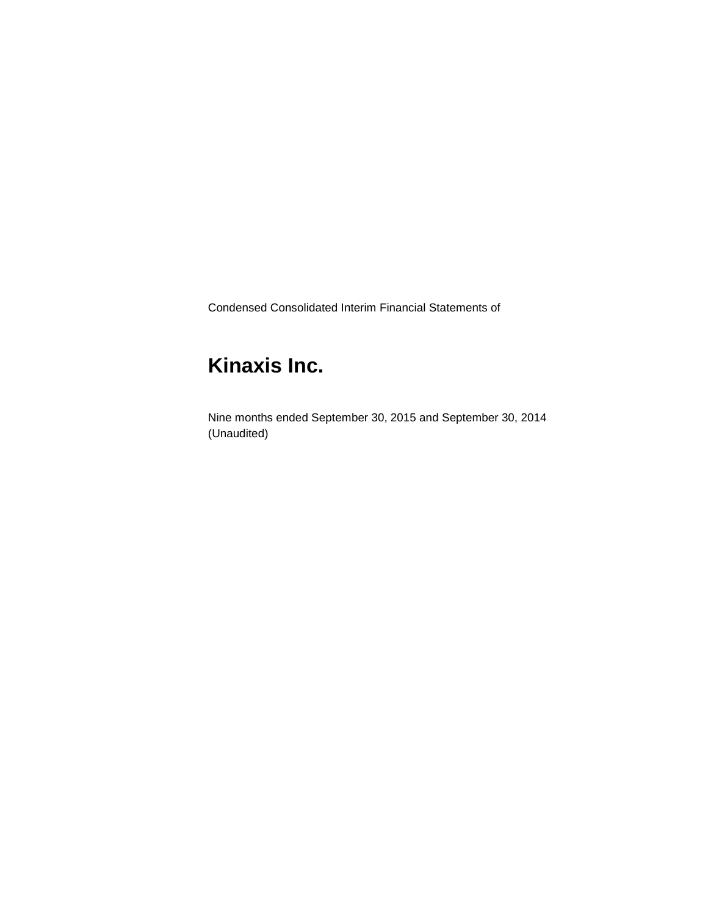Condensed Consolidated Interim Financial Statements of

# Kinaxis Inc.

Nine months ended September 30, 2015 and September 30, 2014
(Unaudited)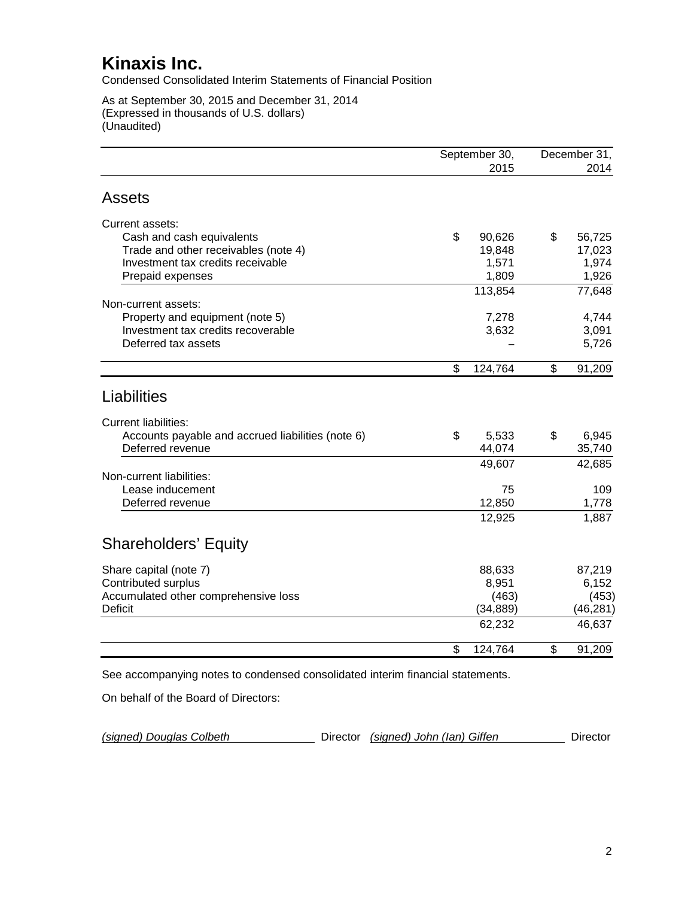# Kinaxis Inc.

Condensed Consolidated Interim Statements of Financial Position

As at September 30, 2015 and December 31, 2014
(Expressed in thousands of U.S. dollars)
(Unaudited)

| | September 30, 2015 | December 31, 2014 |
|---|---|---|
| **Assets** | | |
| Current assets: | | |
| Cash and cash equivalents | $ 90,626 | $ 56,725 |
| Trade and other receivables (note 4) | 19,848 | 17,023 |
| Investment tax credits receivable | 1,571 | 1,974 |
| Prepaid expenses | 1,809 | 1,926 |
| | 113,854 | 77,648 |
| Non-current assets: | | |
| Property and equipment (note 5) | 7,278 | 4,744 |
| Investment tax credits recoverable | 3,632 | 3,091 |
| Deferred tax assets | – | 5,726 |
| | $ 124,764 | $ 91,209 |
| **Liabilities** | | |
| Current liabilities: | | |
| Accounts payable and accrued liabilities (note 6) | $ 5,533 | $ 6,945 |
| Deferred revenue | 44,074 | 35,740 |
| | 49,607 | 42,685 |
| Non-current liabilities: | | |
| Lease inducement | 75 | 109 |
| Deferred revenue | 12,850 | 1,778 |
| | 12,925 | 1,887 |
| **Shareholders' Equity** | | |
| Share capital (note 7) | 88,633 | 87,219 |
| Contributed surplus | 8,951 | 6,152 |
| Accumulated other comprehensive loss | (463) | (453) |
| Deficit | (34,889) | (46,281) |
| | 62,232 | 46,637 |
| | $ 124,764 | $ 91,209 |

See accompanying notes to condensed consolidated interim financial statements.

On behalf of the Board of Directors:

*(signed) Douglas Colbeth* Director *(signed) John (Ian) Giffen* Director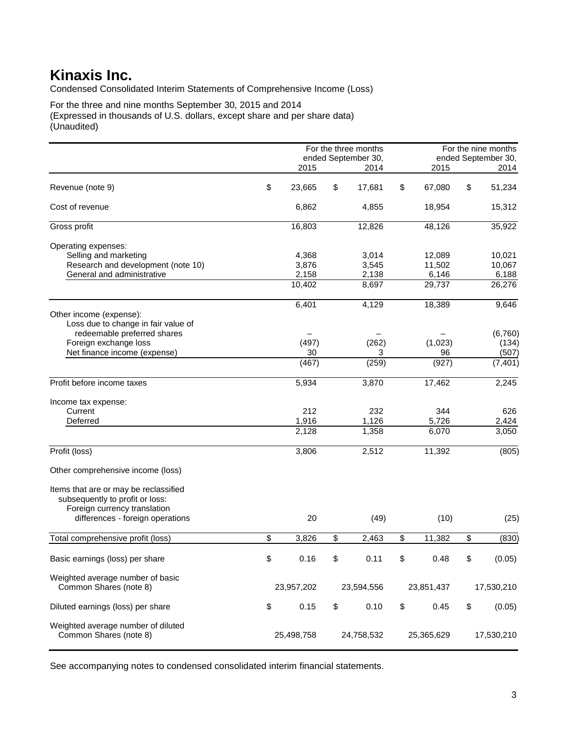# Kinaxis Inc.

Condensed Consolidated Interim Statements of Comprehensive Income (Loss)

For the three and nine months September 30, 2015 and 2014
(Expressed in thousands of U.S. dollars, except share and per share data)
(Unaudited)

| | For the three months ended September 30, 2015 | For the three months ended September 30, 2014 | For the nine months ended September 30, 2015 | For the nine months ended September 30, 2014 |
|---|---|---|---|---|
| Revenue (note 9) | $ 23,665 | $ 17,681 | $ 67,080 | $ 51,234 |
| Cost of revenue | 6,862 | 4,855 | 18,954 | 15,312 |
| Gross profit | 16,803 | 12,826 | 48,126 | 35,922 |
| Operating expenses: | | | | |
| Selling and marketing | 4,368 | 3,014 | 12,089 | 10,021 |
| Research and development (note 10) | 3,876 | 3,545 | 11,502 | 10,067 |
| General and administrative | 2,158 | 2,138 | 6,146 | 6,188 |
| | 10,402 | 8,697 | 29,737 | 26,276 |
| | 6,401 | 4,129 | 18,389 | 9,646 |
| Other income (expense): | | | | |
| Loss due to change in fair value of redeemable preferred shares | – | – | – | (6,760) |
| Foreign exchange loss | (497) | (262) | (1,023) | (134) |
| Net finance income (expense) | 30 | 3 | 96 | (507) |
| | (467) | (259) | (927) | (7,401) |
| Profit before income taxes | 5,934 | 3,870 | 17,462 | 2,245 |
| Income tax expense: | | | | |
| Current | 212 | 232 | 344 | 626 |
| Deferred | 1,916 | 1,126 | 5,726 | 2,424 |
| | 2,128 | 1,358 | 6,070 | 3,050 |
| Profit (loss) | 3,806 | 2,512 | 11,392 | (805) |
| Other comprehensive income (loss) | | | | |
| Items that are or may be reclassified subsequently to profit or loss: | | | | |
| Foreign currency translation differences - foreign operations | 20 | (49) | (10) | (25) |
| Total comprehensive profit (loss) | $ 3,826 | $ 2,463 | $ 11,382 | $ (830) |
| Basic earnings (loss) per share | $ 0.16 | $ 0.11 | $ 0.48 | $ (0.05) |
| Weighted average number of basic Common Shares (note 8) | 23,957,202 | 23,594,556 | 23,851,437 | 17,530,210 |
| Diluted earnings (loss) per share | $ 0.15 | $ 0.10 | $ 0.45 | $ (0.05) |
| Weighted average number of diluted Common Shares (note 8) | 25,498,758 | 24,758,532 | 25,365,629 | 17,530,210 |

See accompanying notes to condensed consolidated interim financial statements.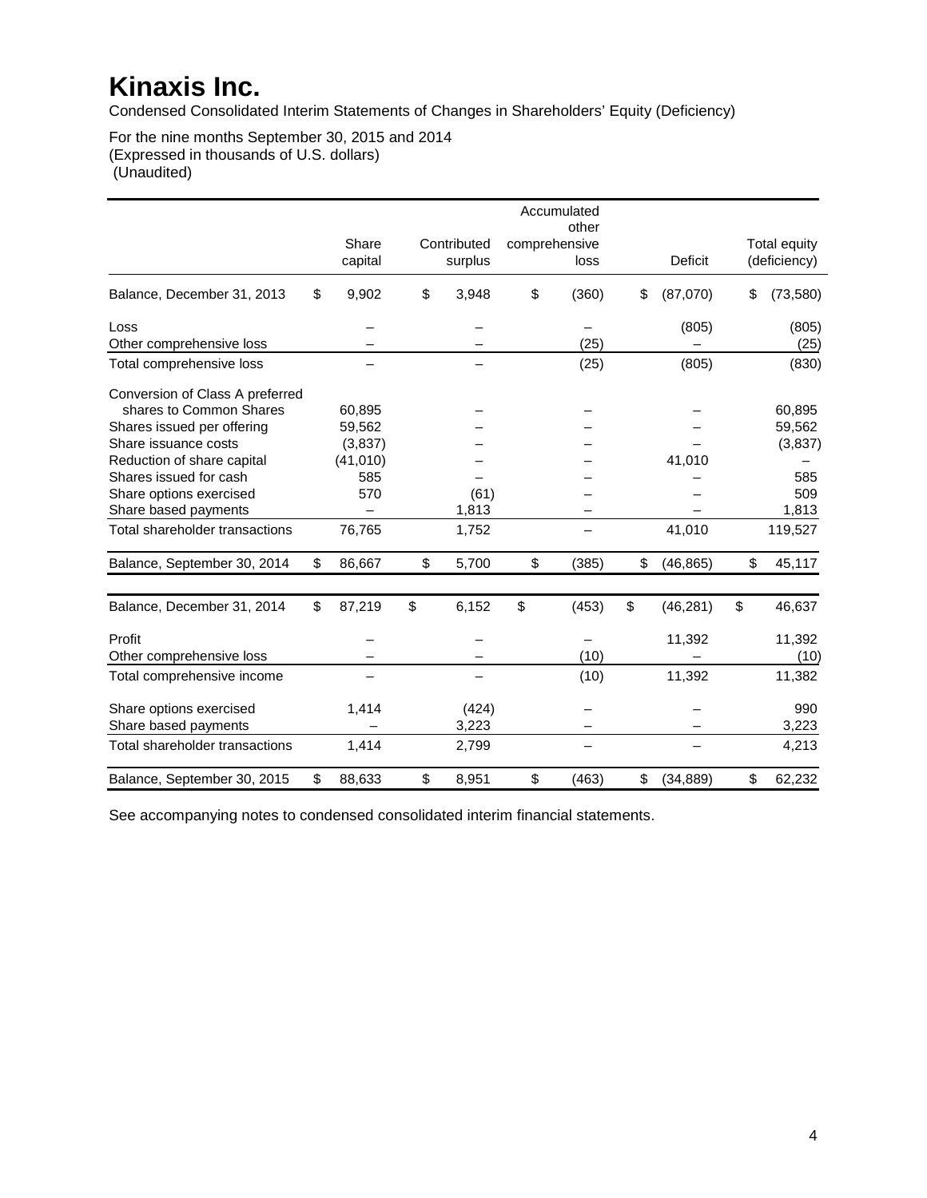# Kinaxis Inc.

Condensed Consolidated Interim Statements of Changes in Shareholders' Equity (Deficiency)

For the nine months September 30, 2015 and 2014
(Expressed in thousands of U.S. dollars)
(Unaudited)

| | Share capital | Contributed surplus | Accumulated other comprehensive loss | Deficit | Total equity (deficiency) |
|---|---|---|---|---|---|
| Balance, December 31, 2013 | $ 9,902 | $ 3,948 | $ (360) | $ (87,070) | $ (73,580) |
| Loss | – | – | – | (805) | (805) |
| Other comprehensive loss | – | – | (25) | – | (25) |
| Total comprehensive loss | – | – | (25) | (805) | (830) |
| Conversion of Class A preferred shares to Common Shares | 60,895 | – | – | – | 60,895 |
| Shares issued per offering | 59,562 | – | – | – | 59,562 |
| Share issuance costs | (3,837) | – | – | – | (3,837) |
| Reduction of share capital | (41,010) | – | – | 41,010 | – |
| Shares issued for cash | 585 | – | – | – | 585 |
| Share options exercised | 570 | (61) | – | – | 509 |
| Share based payments | – | 1,813 | – | – | 1,813 |
| Total shareholder transactions | 76,765 | 1,752 | – | 41,010 | 119,527 |
| Balance, September 30, 2014 | $ 86,667 | $ 5,700 | $ (385) | $ (46,865) | $ 45,117 |
| | | | | | |
| Balance, December 31, 2014 | $ 87,219 | $ 6,152 | $ (453) | $ (46,281) | $ 46,637 |
| Profit | – | – | – | 11,392 | 11,392 |
| Other comprehensive loss | – | – | (10) | – | (10) |
| Total comprehensive income | – | – | (10) | 11,392 | 11,382 |
| Share options exercised | 1,414 | (424) | – | – | 990 |
| Share based payments | – | 3,223 | – | – | 3,223 |
| Total shareholder transactions | 1,414 | 2,799 | – | – | 4,213 |
| Balance, September 30, 2015 | $ 88,633 | $ 8,951 | $ (463) | $ (34,889) | $ 62,232 |

See accompanying notes to condensed consolidated interim financial statements.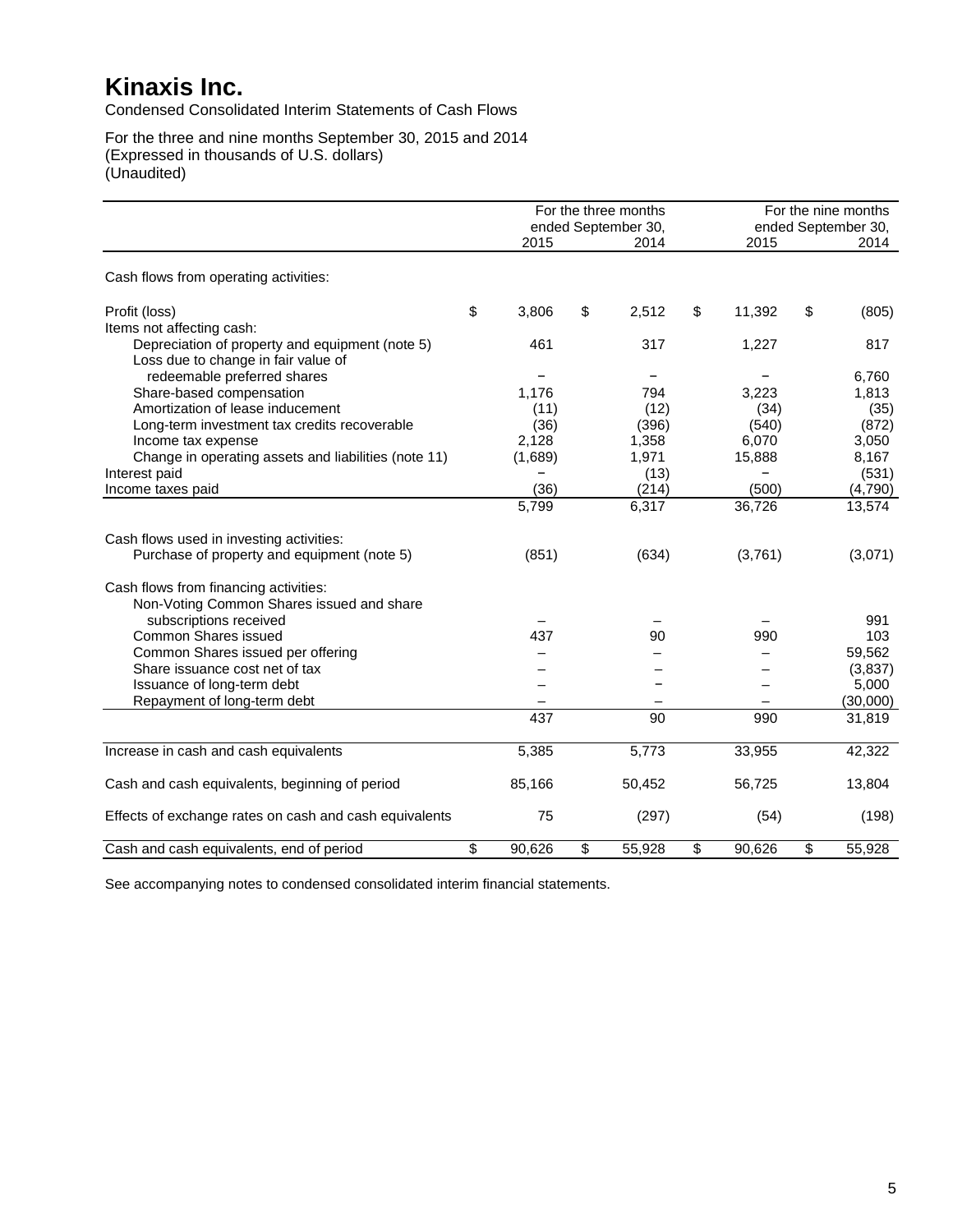# Kinaxis Inc.

Condensed Consolidated Interim Statements of Cash Flows

For the three and nine months September 30, 2015 and 2014
(Expressed in thousands of U.S. dollars)
(Unaudited)

| | For the three months ended September 30, | | For the nine months ended September 30, | |
|---|---|---|---|---|
| | 2015 | 2014 | 2015 | 2014 |
| Cash flows from operating activities: | | | | |
| Profit (loss) | $ 3,806 | $ 2,512 | $ 11,392 | $ (805) |
| Items not affecting cash: | | | | |
| Depreciation of property and equipment (note 5) | 461 | 317 | 1,227 | 817 |
| Loss due to change in fair value of redeemable preferred shares | – | – | – | 6,760 |
| Share-based compensation | 1,176 | 794 | 3,223 | 1,813 |
| Amortization of lease inducement | (11) | (12) | (34) | (35) |
| Long-term investment tax credits recoverable | (36) | (396) | (540) | (872) |
| Income tax expense | 2,128 | 1,358 | 6,070 | 3,050 |
| Change in operating assets and liabilities (note 11) | (1,689) | 1,971 | 15,888 | 8,167 |
| Interest paid | – | (13) | – | (531) |
| Income taxes paid | (36) | (214) | (500) | (4,790) |
| | 5,799 | 6,317 | 36,726 | 13,574 |
| Cash flows used in investing activities: | | | | |
| Purchase of property and equipment (note 5) | (851) | (634) | (3,761) | (3,071) |
| Cash flows from financing activities: | | | | |
| Non-Voting Common Shares issued and share subscriptions received | – | – | – | 991 |
| Common Shares issued | 437 | 90 | 990 | 103 |
| Common Shares issued per offering | – | – | – | 59,562 |
| Share issuance cost net of tax | – | – | – | (3,837) |
| Issuance of long-term debt | – | – | – | 5,000 |
| Repayment of long-term debt | – | – | – | (30,000) |
| | 437 | 90 | 990 | 31,819 |
| Increase in cash and cash equivalents | 5,385 | 5,773 | 33,955 | 42,322 |
| Cash and cash equivalents, beginning of period | 85,166 | 50,452 | 56,725 | 13,804 |
| Effects of exchange rates on cash and cash equivalents | 75 | (297) | (54) | (198) |
| Cash and cash equivalents, end of period | $ 90,626 | $ 55,928 | $ 90,626 | $ 55,928 |

See accompanying notes to condensed consolidated interim financial statements.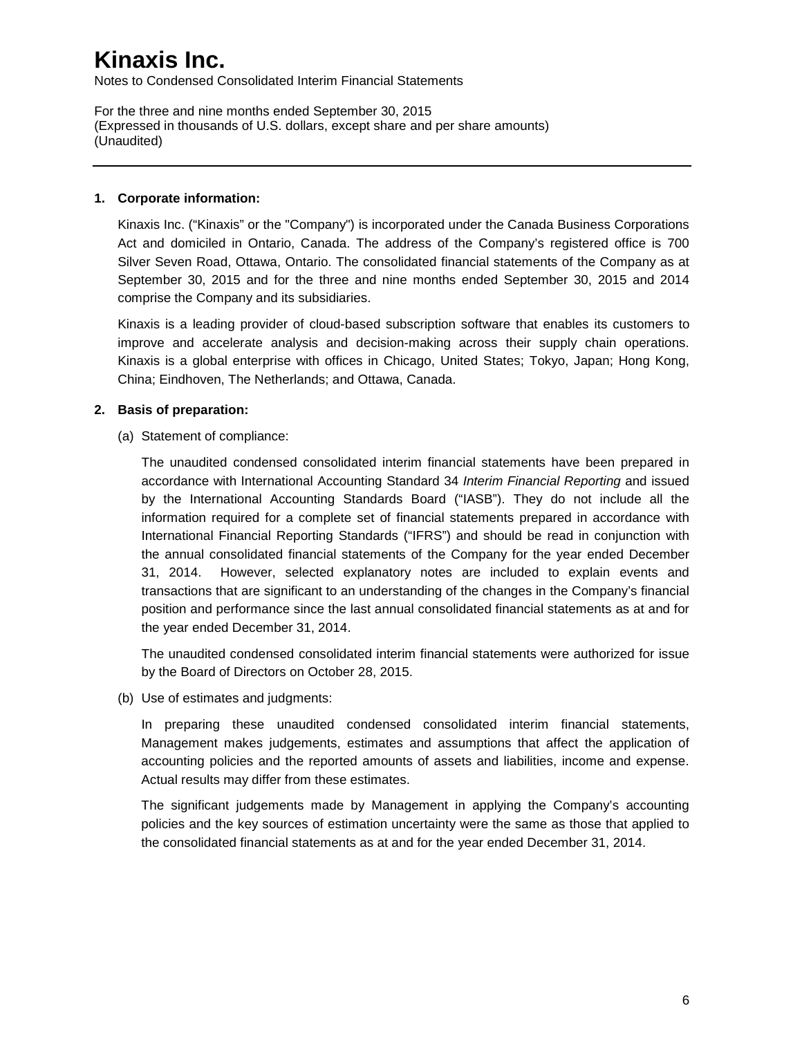# Kinaxis Inc.

Notes to Condensed Consolidated Interim Financial Statements

For the three and nine months ended September 30, 2015
(Expressed in thousands of U.S. dollars, except share and per share amounts)
(Unaudited)

---

**1. Corporate information:**

Kinaxis Inc. ("Kinaxis" or the "Company") is incorporated under the Canada Business Corporations Act and domiciled in Ontario, Canada. The address of the Company's registered office is 700 Silver Seven Road, Ottawa, Ontario. The consolidated financial statements of the Company as at September 30, 2015 and for the three and nine months ended September 30, 2015 and 2014 comprise the Company and its subsidiaries.

Kinaxis is a leading provider of cloud-based subscription software that enables its customers to improve and accelerate analysis and decision-making across their supply chain operations. Kinaxis is a global enterprise with offices in Chicago, United States; Tokyo, Japan; Hong Kong, China; Eindhoven, The Netherlands; and Ottawa, Canada.

**2. Basis of preparation:**

(a) Statement of compliance:

The unaudited condensed consolidated interim financial statements have been prepared in accordance with International Accounting Standard 34 *Interim Financial Reporting* and issued by the International Accounting Standards Board ("IASB"). They do not include all the information required for a complete set of financial statements prepared in accordance with International Financial Reporting Standards ("IFRS") and should be read in conjunction with the annual consolidated financial statements of the Company for the year ended December 31, 2014. However, selected explanatory notes are included to explain events and transactions that are significant to an understanding of the changes in the Company's financial position and performance since the last annual consolidated financial statements as at and for the year ended December 31, 2014.

The unaudited condensed consolidated interim financial statements were authorized for issue by the Board of Directors on October 28, 2015.

(b) Use of estimates and judgments:

In preparing these unaudited condensed consolidated interim financial statements, Management makes judgements, estimates and assumptions that affect the application of accounting policies and the reported amounts of assets and liabilities, income and expense. Actual results may differ from these estimates.

The significant judgements made by Management in applying the Company's accounting policies and the key sources of estimation uncertainty were the same as those that applied to the consolidated financial statements as at and for the year ended December 31, 2014.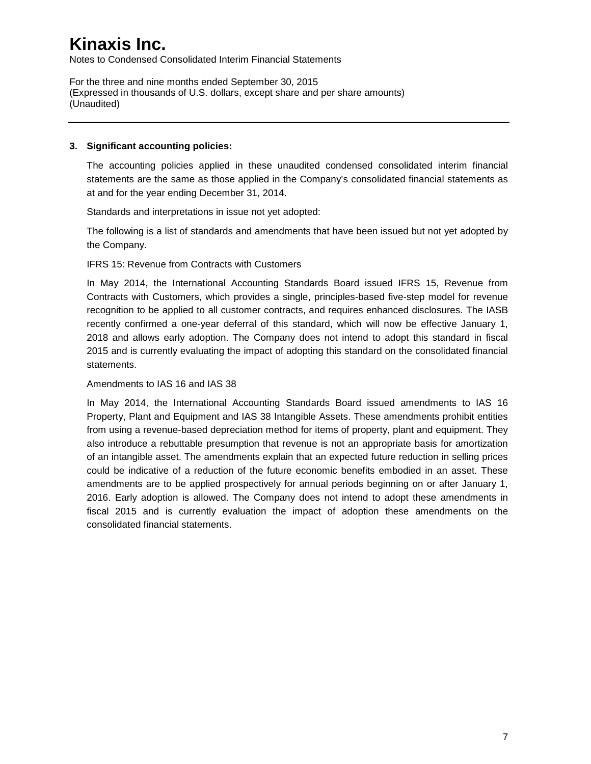# Kinaxis Inc.

Notes to Condensed Consolidated Interim Financial Statements

For the three and nine months ended September 30, 2015
(Expressed in thousands of U.S. dollars, except share and per share amounts)
(Unaudited)

---

## 3. Significant accounting policies:

The accounting policies applied in these unaudited condensed consolidated interim financial statements are the same as those applied in the Company's consolidated financial statements as at and for the year ending December 31, 2014.

Standards and interpretations in issue not yet adopted:

The following is a list of standards and amendments that have been issued but not yet adopted by the Company.

IFRS 15: Revenue from Contracts with Customers

In May 2014, the International Accounting Standards Board issued IFRS 15, Revenue from Contracts with Customers, which provides a single, principles-based five-step model for revenue recognition to be applied to all customer contracts, and requires enhanced disclosures. The IASB recently confirmed a one-year deferral of this standard, which will now be effective January 1, 2018 and allows early adoption. The Company does not intend to adopt this standard in fiscal 2015 and is currently evaluating the impact of adopting this standard on the consolidated financial statements.

Amendments to IAS 16 and IAS 38

In May 2014, the International Accounting Standards Board issued amendments to IAS 16 Property, Plant and Equipment and IAS 38 Intangible Assets. These amendments prohibit entities from using a revenue-based depreciation method for items of property, plant and equipment. They also introduce a rebuttable presumption that revenue is not an appropriate basis for amortization of an intangible asset. The amendments explain that an expected future reduction in selling prices could be indicative of a reduction of the future economic benefits embodied in an asset. These amendments are to be applied prospectively for annual periods beginning on or after January 1, 2016. Early adoption is allowed. The Company does not intend to adopt these amendments in fiscal 2015 and is currently evaluation the impact of adoption these amendments on the consolidated financial statements.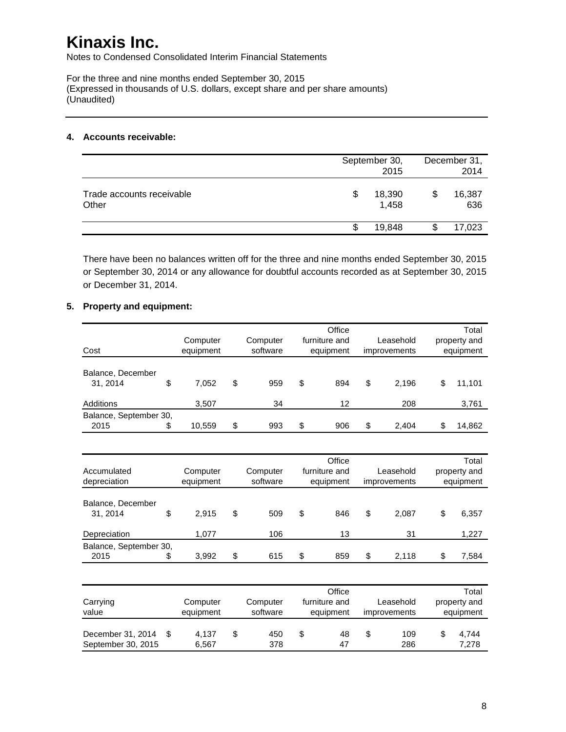# Kinaxis Inc.

Notes to Condensed Consolidated Interim Financial Statements

For the three and nine months ended September 30, 2015
(Expressed in thousands of U.S. dollars, except share and per share amounts)
(Unaudited)

## 4. Accounts receivable:

| | September 30, 2015 | December 31, 2014 |
|---|---|---|
| Trade accounts receivable | $ 18,390 | $ 16,387 |
| Other | 1,458 | 636 |
| | $ 19,848 | $ 17,023 |

There have been no balances written off for the three and nine months ended September 30, 2015 or September 30, 2014 or any allowance for doubtful accounts recorded as at September 30, 2015 or December 31, 2014.

## 5. Property and equipment:

| Cost | Computer equipment | Computer software | Office furniture and equipment | Leasehold improvements | Total property and equipment |
|---|---|---|---|---|---|
| Balance, December 31, 2014 | $ 7,052 | $ 959 | $ 894 | $ 2,196 | $ 11,101 |
| Additions | 3,507 | 34 | 12 | 208 | 3,761 |
| Balance, September 30, 2015 | $ 10,559 | $ 993 | $ 906 | $ 2,404 | $ 14,862 |

| Accumulated depreciation | Computer equipment | Computer software | Office furniture and equipment | Leasehold improvements | Total property and equipment |
|---|---|---|---|---|---|
| Balance, December 31, 2014 | $ 2,915 | $ 509 | $ 846 | $ 2,087 | $ 6,357 |
| Depreciation | 1,077 | 106 | 13 | 31 | 1,227 |
| Balance, September 30, 2015 | $ 3,992 | $ 615 | $ 859 | $ 2,118 | $ 7,584 |

| Carrying value | Computer equipment | Computer software | Office furniture and equipment | Leasehold improvements | Total property and equipment |
|---|---|---|---|---|---|
| December 31, 2014 | $ 4,137 | $ 450 | $ 48 | $ 109 | $ 4,744 |
| September 30, 2015 | 6,567 | 378 | 47 | 286 | 7,278 |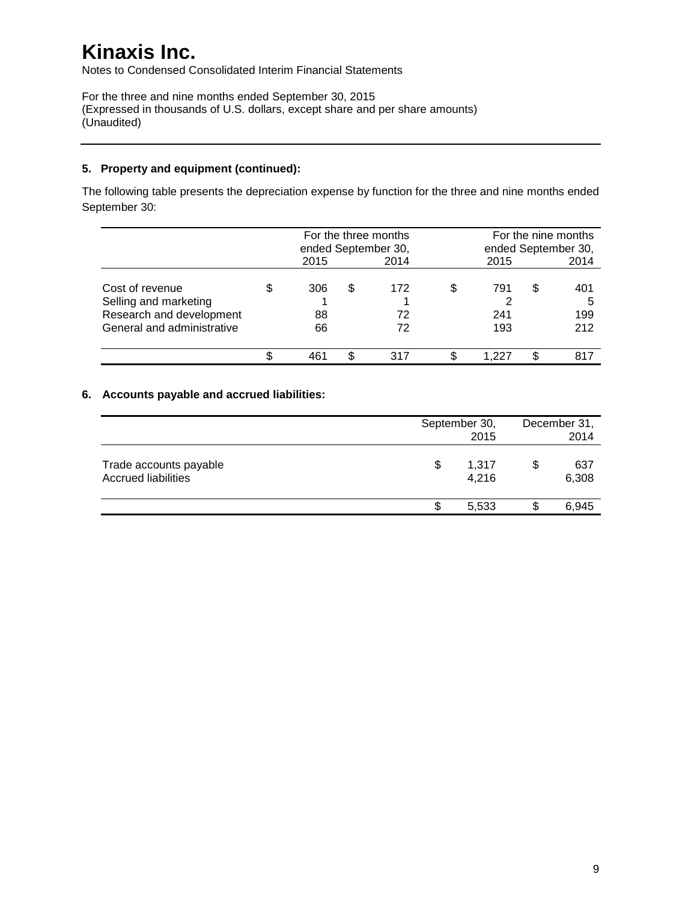# Kinaxis Inc.

Notes to Condensed Consolidated Interim Financial Statements

For the three and nine months ended September 30, 2015
(Expressed in thousands of U.S. dollars, except share and per share amounts)
(Unaudited)

---

**5. Property and equipment (continued):**

The following table presents the depreciation expense by function for the three and nine months ended September 30:

| | For the three months ended September 30, 2015 | For the three months ended September 30, 2014 | For the nine months ended September 30, 2015 | For the nine months ended September 30, 2014 |
|---|---|---|---|---|
| Cost of revenue | $ 306 | $ 172 | $ 791 | $ 401 |
| Selling and marketing | 1 | 1 | 2 | 5 |
| Research and development | 88 | 72 | 241 | 199 |
| General and administrative | 66 | 72 | 193 | 212 |
| | $ 461 | $ 317 | $ 1,227 | $ 817 |

**6. Accounts payable and accrued liabilities:**

| | September 30, 2015 | December 31, 2014 |
|---|---|---|
| Trade accounts payable | $ 1,317 | $ 637 |
| Accrued liabilities | 4,216 | 6,308 |
| | $ 5,533 | $ 6,945 |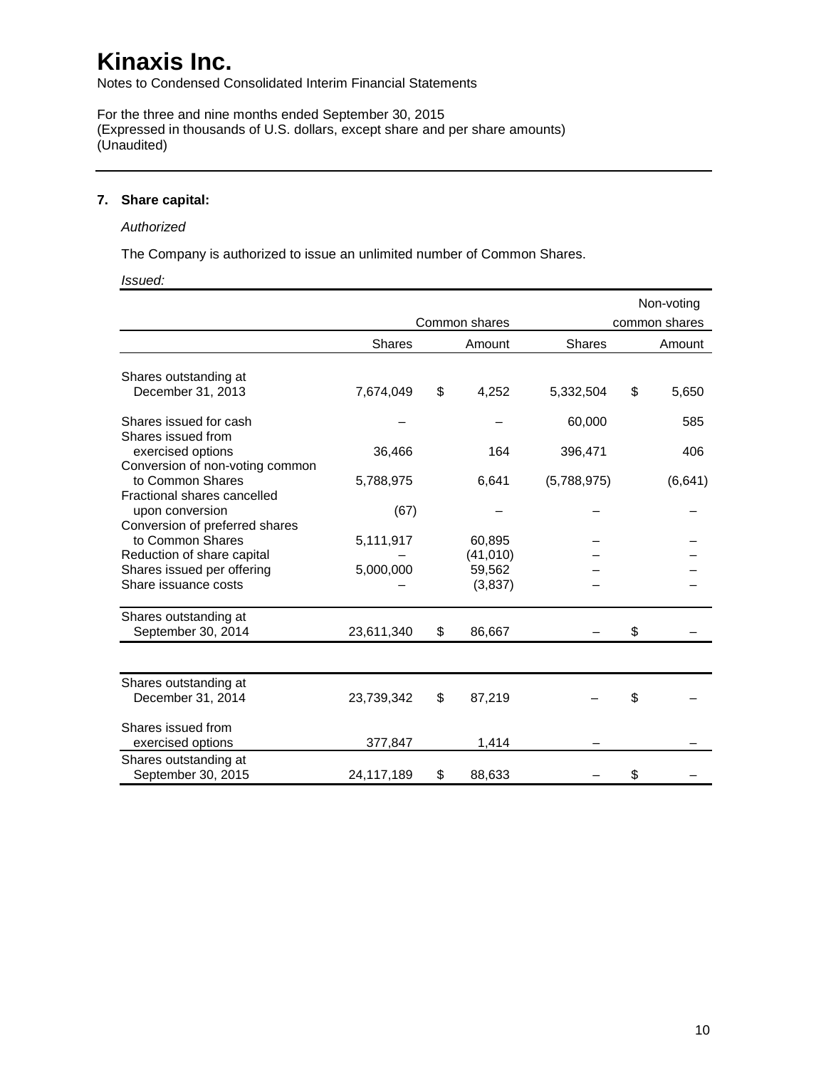# Kinaxis Inc.

Notes to Condensed Consolidated Interim Financial Statements

For the three and nine months ended September 30, 2015
(Expressed in thousands of U.S. dollars, except share and per share amounts)
(Unaudited)

## 7. Share capital:

*Authorized*

The Company is authorized to issue an unlimited number of Common Shares.

*Issued:*

| | Common shares | | Non-voting common shares | |
|---|---|---|---|---|
| | Shares | Amount | Shares | Amount |
| Shares outstanding at December 31, 2013 | 7,674,049 | $ 4,252 | 5,332,504 | $ 5,650 |
| Shares issued for cash | – | – | 60,000 | 585 |
| Shares issued from exercised options | 36,466 | 164 | 396,471 | 406 |
| Conversion of non-voting common to Common Shares | 5,788,975 | 6,641 | (5,788,975) | (6,641) |
| Fractional shares cancelled upon conversion | (67) | – | – | – |
| Conversion of preferred shares to Common Shares | 5,111,917 | 60,895 | – | – |
| Reduction of share capital | – | (41,010) | – | – |
| Shares issued per offering | 5,000,000 | 59,562 | – | – |
| Share issuance costs | – | (3,837) | – | – |
| Shares outstanding at September 30, 2014 | 23,611,340 | $ 86,667 | – | $ – |
| | | | | |
| Shares outstanding at December 31, 2014 | 23,739,342 | $ 87,219 | – | $ – |
| Shares issued from exercised options | 377,847 | 1,414 | – | – |
| Shares outstanding at September 30, 2015 | 24,117,189 | $ 88,633 | – | $ – |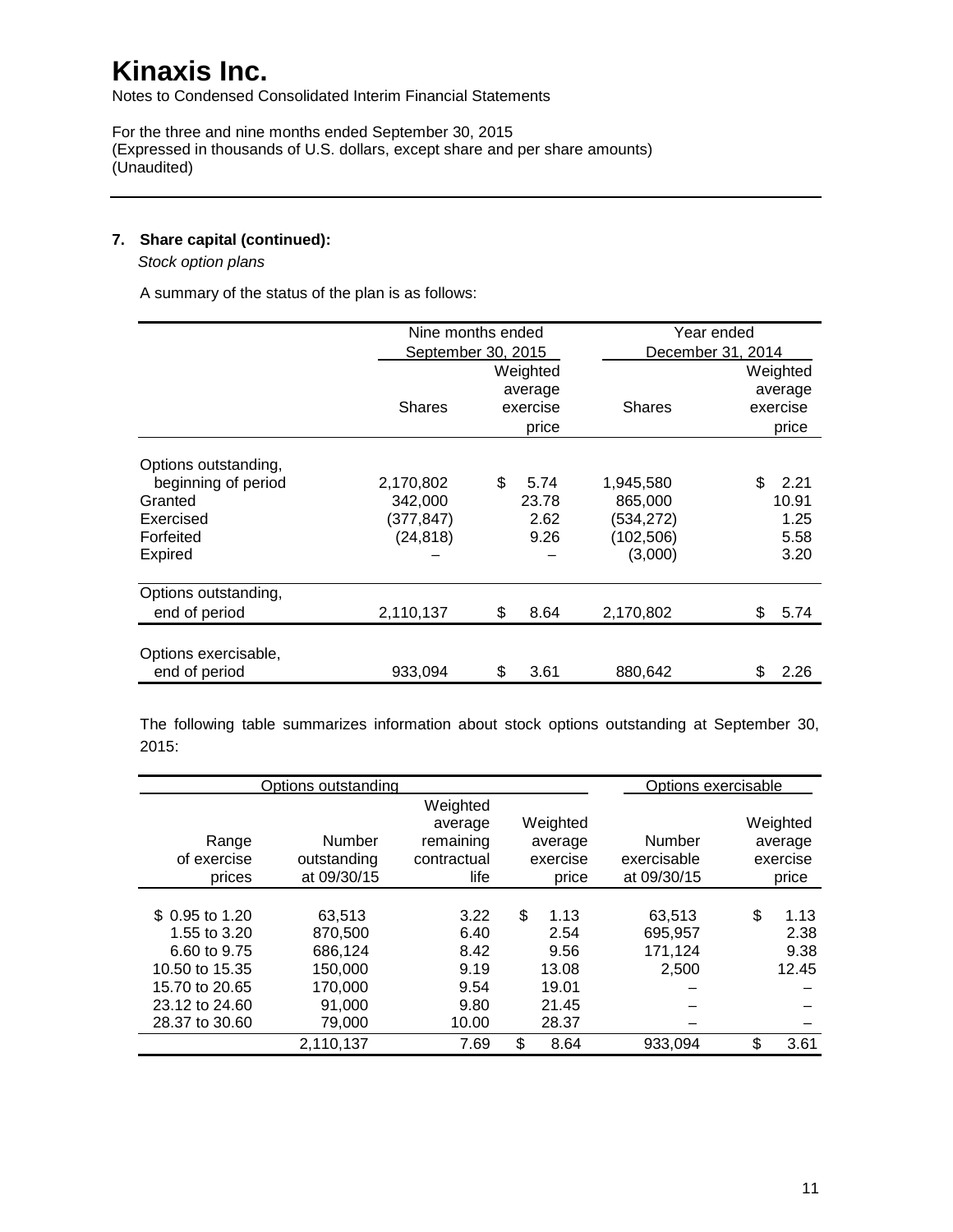# Kinaxis Inc.

Notes to Condensed Consolidated Interim Financial Statements

For the three and nine months ended September 30, 2015
(Expressed in thousands of U.S. dollars, except share and per share amounts)
(Unaudited)

---

## 7. Share capital (continued):

*Stock option plans*

A summary of the status of the plan is as follows:

| | Nine months ended September 30, 2015 | | Year ended December 31, 2014 | |
|---|---|---|---|---|
| | Shares | Weighted average exercise price | Shares | Weighted average exercise price |
| Options outstanding, beginning of period | 2,170,802 | $ 5.74 | 1,945,580 | $ 2.21 |
| Granted | 342,000 | 23.78 | 865,000 | 10.91 |
| Exercised | (377,847) | 2.62 | (534,272) | 1.25 |
| Forfeited | (24,818) | 9.26 | (102,506) | 5.58 |
| Expired | – | – | (3,000) | 3.20 |
| Options outstanding, end of period | 2,110,137 | $ 8.64 | 2,170,802 | $ 5.74 |
| Options exercisable, end of period | 933,094 | $ 3.61 | 880,642 | $ 2.26 |

The following table summarizes information about stock options outstanding at September 30, 2015:

| Options outstanding | | | | Options exercisable | |
|---|---|---|---|---|---|
| Range of exercise prices | Number outstanding at 09/30/15 | Weighted average remaining contractual life | Weighted average exercise price | Number exercisable at 09/30/15 | Weighted average exercise price |
| $ 0.95 to 1.20 | 63,513 | 3.22 | $ 1.13 | 63,513 | $ 1.13 |
| 1.55 to 3.20 | 870,500 | 6.40 | 2.54 | 695,957 | 2.38 |
| 6.60 to 9.75 | 686,124 | 8.42 | 9.56 | 171,124 | 9.38 |
| 10.50 to 15.35 | 150,000 | 9.19 | 13.08 | 2,500 | 12.45 |
| 15.70 to 20.65 | 170,000 | 9.54 | 19.01 | – | – |
| 23.12 to 24.60 | 91,000 | 9.80 | 21.45 | – | – |
| 28.37 to 30.60 | 79,000 | 10.00 | 28.37 | – | – |
| | 2,110,137 | 7.69 | $ 8.64 | 933,094 | $ 3.61 |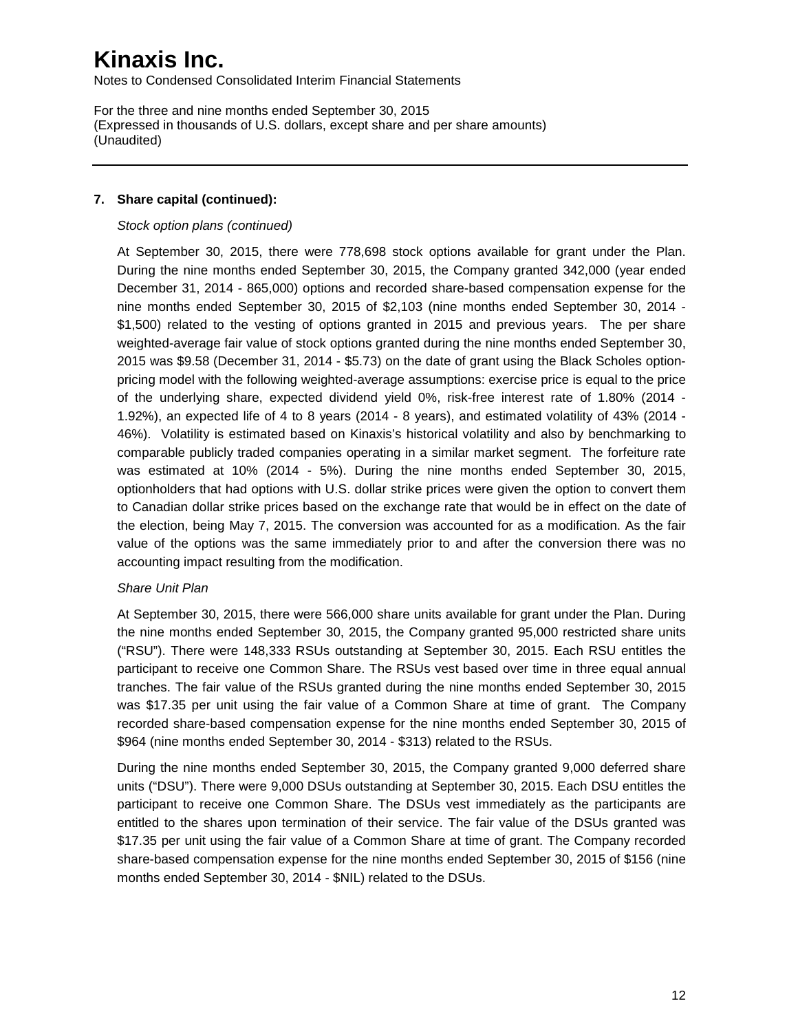# Kinaxis Inc.

Notes to Condensed Consolidated Interim Financial Statements

For the three and nine months ended September 30, 2015
(Expressed in thousands of U.S. dollars, except share and per share amounts)
(Unaudited)

---

**7. Share capital (continued):**

*Stock option plans (continued)*

At September 30, 2015, there were 778,698 stock options available for grant under the Plan. During the nine months ended September 30, 2015, the Company granted 342,000 (year ended December 31, 2014 - 865,000) options and recorded share-based compensation expense for the nine months ended September 30, 2015 of $2,103 (nine months ended September 30, 2014 - $1,500) related to the vesting of options granted in 2015 and previous years. The per share weighted-average fair value of stock options granted during the nine months ended September 30, 2015 was $9.58 (December 31, 2014 - $5.73) on the date of grant using the Black Scholes option-pricing model with the following weighted-average assumptions: exercise price is equal to the price of the underlying share, expected dividend yield 0%, risk-free interest rate of 1.80% (2014 - 1.92%), an expected life of 4 to 8 years (2014 - 8 years), and estimated volatility of 43% (2014 - 46%). Volatility is estimated based on Kinaxis's historical volatility and also by benchmarking to comparable publicly traded companies operating in a similar market segment. The forfeiture rate was estimated at 10% (2014 - 5%). During the nine months ended September 30, 2015, optionholders that had options with U.S. dollar strike prices were given the option to convert them to Canadian dollar strike prices based on the exchange rate that would be in effect on the date of the election, being May 7, 2015. The conversion was accounted for as a modification. As the fair value of the options was the same immediately prior to and after the conversion there was no accounting impact resulting from the modification.

*Share Unit Plan*

At September 30, 2015, there were 566,000 share units available for grant under the Plan. During the nine months ended September 30, 2015, the Company granted 95,000 restricted share units ("RSU"). There were 148,333 RSUs outstanding at September 30, 2015. Each RSU entitles the participant to receive one Common Share. The RSUs vest based over time in three equal annual tranches. The fair value of the RSUs granted during the nine months ended September 30, 2015 was $17.35 per unit using the fair value of a Common Share at time of grant. The Company recorded share-based compensation expense for the nine months ended September 30, 2015 of $964 (nine months ended September 30, 2014 - $313) related to the RSUs.

During the nine months ended September 30, 2015, the Company granted 9,000 deferred share units ("DSU"). There were 9,000 DSUs outstanding at September 30, 2015. Each DSU entitles the participant to receive one Common Share. The DSUs vest immediately as the participants are entitled to the shares upon termination of their service. The fair value of the DSUs granted was $17.35 per unit using the fair value of a Common Share at time of grant. The Company recorded share-based compensation expense for the nine months ended September 30, 2015 of $156 (nine months ended September 30, 2014 - $NIL) related to the DSUs.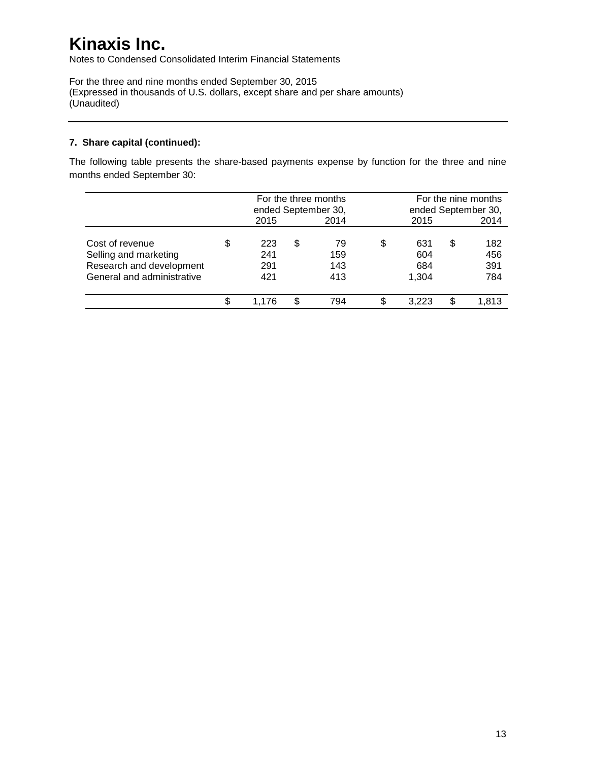# Kinaxis Inc.

Notes to Condensed Consolidated Interim Financial Statements

For the three and nine months ended September 30, 2015
(Expressed in thousands of U.S. dollars, except share and per share amounts)
(Unaudited)

---

**7. Share capital (continued):**

The following table presents the share-based payments expense by function for the three and nine months ended September 30:

| | For the three months ended September 30, | | For the nine months ended September 30, | |
|---|---|---|---|---|
| | 2015 | 2014 | 2015 | 2014 |
| Cost of revenue | $ 223 | $ 79 | $ 631 | $ 182 |
| Selling and marketing | 241 | 159 | 604 | 456 |
| Research and development | 291 | 143 | 684 | 391 |
| General and administrative | 421 | 413 | 1,304 | 784 |
| | $ 1,176 | $ 794 | $ 3,223 | $ 1,813 |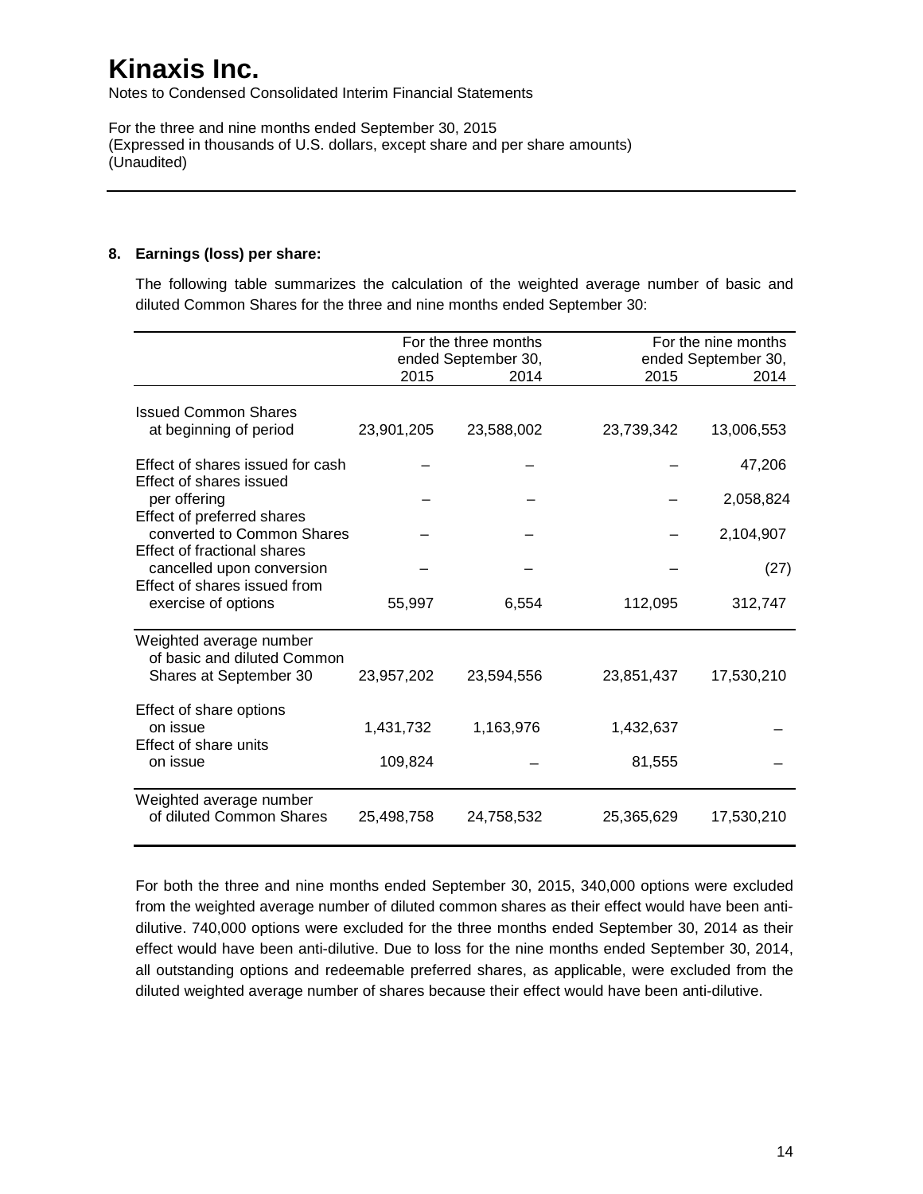# Kinaxis Inc.

Notes to Condensed Consolidated Interim Financial Statements

For the three and nine months ended September 30, 2015
(Expressed in thousands of U.S. dollars, except share and per share amounts)
(Unaudited)

## 8. Earnings (loss) per share:

The following table summarizes the calculation of the weighted average number of basic and diluted Common Shares for the three and nine months ended September 30:

| | For the three months ended September 30, | | For the nine months ended September 30, | |
|---|---|---|---|---|
| | 2015 | 2014 | 2015 | 2014 |
| Issued Common Shares at beginning of period | 23,901,205 | 23,588,002 | 23,739,342 | 13,006,553 |
| Effect of shares issued for cash | – | – | – | 47,206 |
| Effect of shares issued per offering | – | – | – | 2,058,824 |
| Effect of preferred shares converted to Common Shares | – | – | – | 2,104,907 |
| Effect of fractional shares cancelled upon conversion | – | – | – | (27) |
| Effect of shares issued from exercise of options | 55,997 | 6,554 | 112,095 | 312,747 |
| Weighted average number of basic and diluted Common Shares at September 30 | 23,957,202 | 23,594,556 | 23,851,437 | 17,530,210 |
| Effect of share options on issue | 1,431,732 | 1,163,976 | 1,432,637 | – |
| Effect of share units on issue | 109,824 | – | 81,555 | – |
| Weighted average number of diluted Common Shares | 25,498,758 | 24,758,532 | 25,365,629 | 17,530,210 |

For both the three and nine months ended September 30, 2015, 340,000 options were excluded from the weighted average number of diluted common shares as their effect would have been anti-dilutive. 740,000 options were excluded for the three months ended September 30, 2014 as their effect would have been anti-dilutive. Due to loss for the nine months ended September 30, 2014, all outstanding options and redeemable preferred shares, as applicable, were excluded from the diluted weighted average number of shares because their effect would have been anti-dilutive.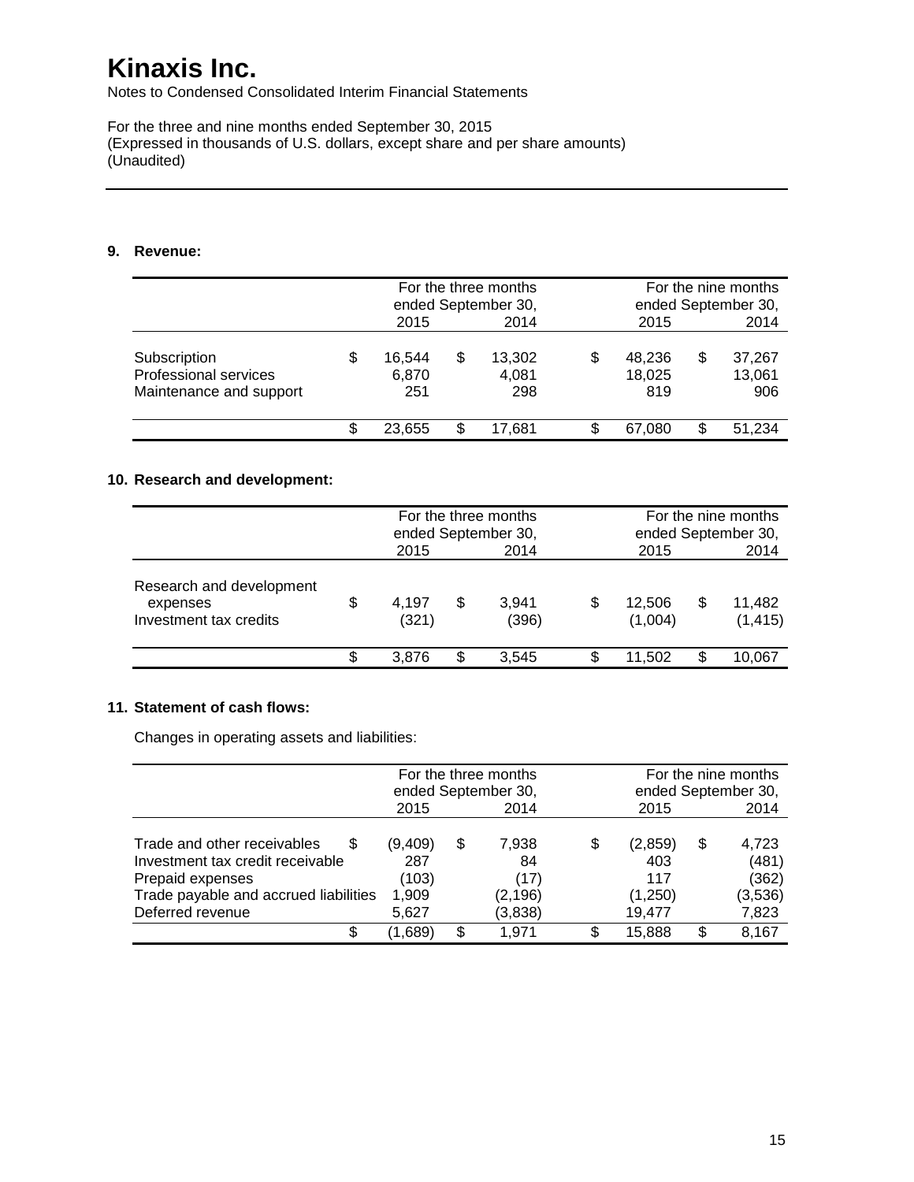# Kinaxis Inc.

Notes to Condensed Consolidated Interim Financial Statements

For the three and nine months ended September 30, 2015
(Expressed in thousands of U.S. dollars, except share and per share amounts)
(Unaudited)

## 9. Revenue:

| | For the three months ended September 30, 2015 | For the three months ended September 30, 2014 | For the nine months ended September 30, 2015 | For the nine months ended September 30, 2014 |
|---|---|---|---|---|
| Subscription | $ 16,544 | $ 13,302 | $ 48,236 | $ 37,267 |
| Professional services | 6,870 | 4,081 | 18,025 | 13,061 |
| Maintenance and support | 251 | 298 | 819 | 906 |
| | $ 23,655 | $ 17,681 | $ 67,080 | $ 51,234 |

## 10. Research and development:

| | For the three months ended September 30, 2015 | For the three months ended September 30, 2014 | For the nine months ended September 30, 2015 | For the nine months ended September 30, 2014 |
|---|---|---|---|---|
| Research and development expenses | $ 4,197 | $ 3,941 | $ 12,506 | $ 11,482 |
| Investment tax credits | (321) | (396) | (1,004) | (1,415) |
| | $ 3,876 | $ 3,545 | $ 11,502 | $ 10,067 |

## 11. Statement of cash flows:

Changes in operating assets and liabilities:

| | For the three months ended September 30, 2015 | For the three months ended September 30, 2014 | For the nine months ended September 30, 2015 | For the nine months ended September 30, 2014 |
|---|---|---|---|---|
| Trade and other receivables | $ (9,409) | $ 7,938 | $ (2,859) | $ 4,723 |
| Investment tax credit receivable | 287 | 84 | 403 | (481) |
| Prepaid expenses | (103) | (17) | 117 | (362) |
| Trade payable and accrued liabilities | 1,909 | (2,196) | (1,250) | (3,536) |
| Deferred revenue | 5,627 | (3,838) | 19,477 | 7,823 |
| | $ (1,689) | $ 1,971 | $ 15,888 | $ 8,167 |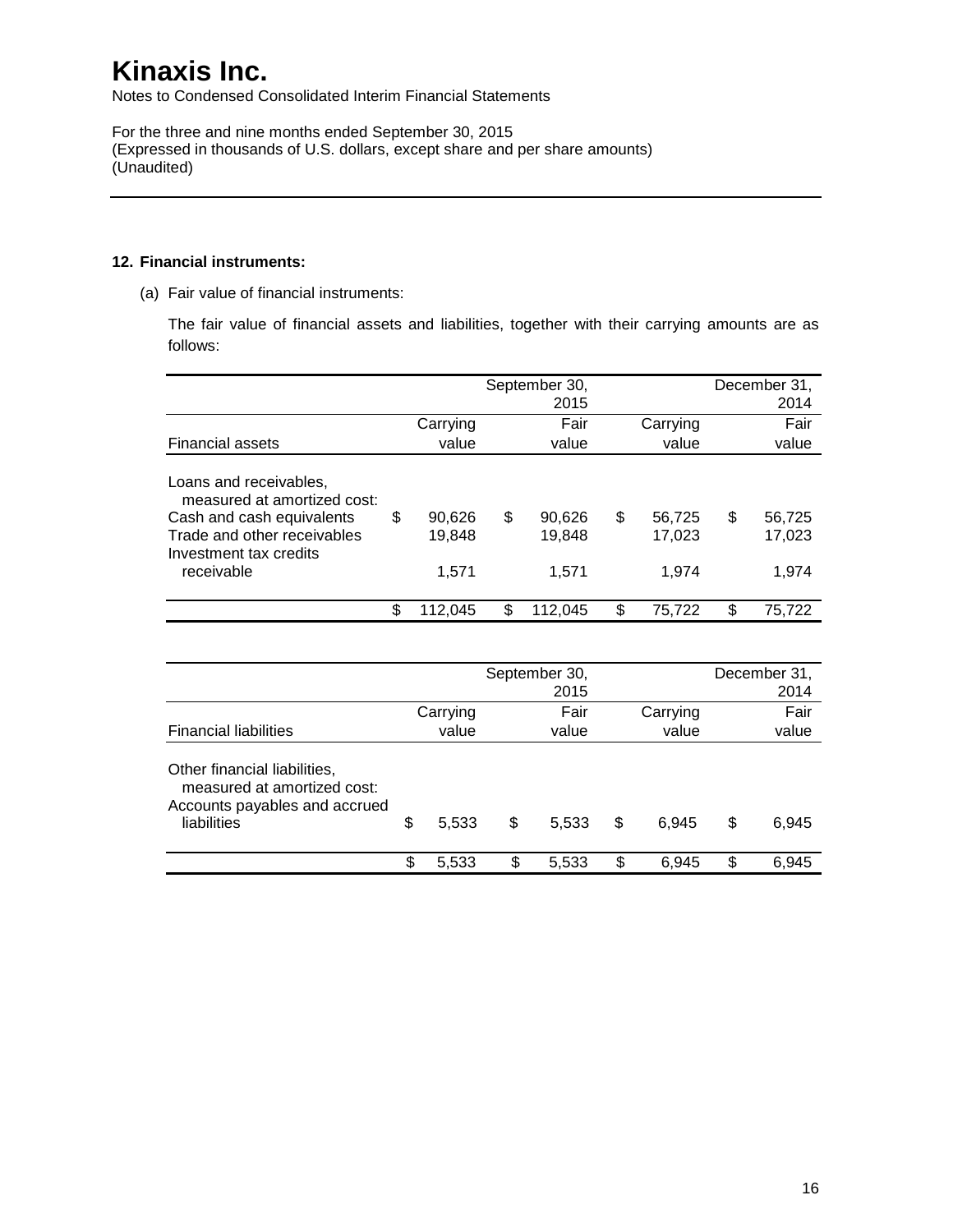# Kinaxis Inc.

Notes to Condensed Consolidated Interim Financial Statements

For the three and nine months ended September 30, 2015
(Expressed in thousands of U.S. dollars, except share and per share amounts)
(Unaudited)

## 12. Financial instruments:

(a) Fair value of financial instruments:

The fair value of financial assets and liabilities, together with their carrying amounts are as follows:

| | September 30, 2015 | | December 31, 2014 | |
|---|---|---|---|---|
| Financial assets | Carrying value | Fair value | Carrying value | Fair value |
| Loans and receivables, measured at amortized cost: | | | | |
| Cash and cash equivalents | $ 90,626 | $ 90,626 | $ 56,725 | $ 56,725 |
| Trade and other receivables | 19,848 | 19,848 | 17,023 | 17,023 |
| Investment tax credits receivable | 1,571 | 1,571 | 1,974 | 1,974 |
| | $ 112,045 | $ 112,045 | $ 75,722 | $ 75,722 |

| | September 30, 2015 | | December 31, 2014 | |
|---|---|---|---|---|
| Financial liabilities | Carrying value | Fair value | Carrying value | Fair value |
| Other financial liabilities, measured at amortized cost: | | | | |
| Accounts payables and accrued liabilities | $ 5,533 | $ 5,533 | $ 6,945 | $ 6,945 |
| | $ 5,533 | $ 5,533 | $ 6,945 | $ 6,945 |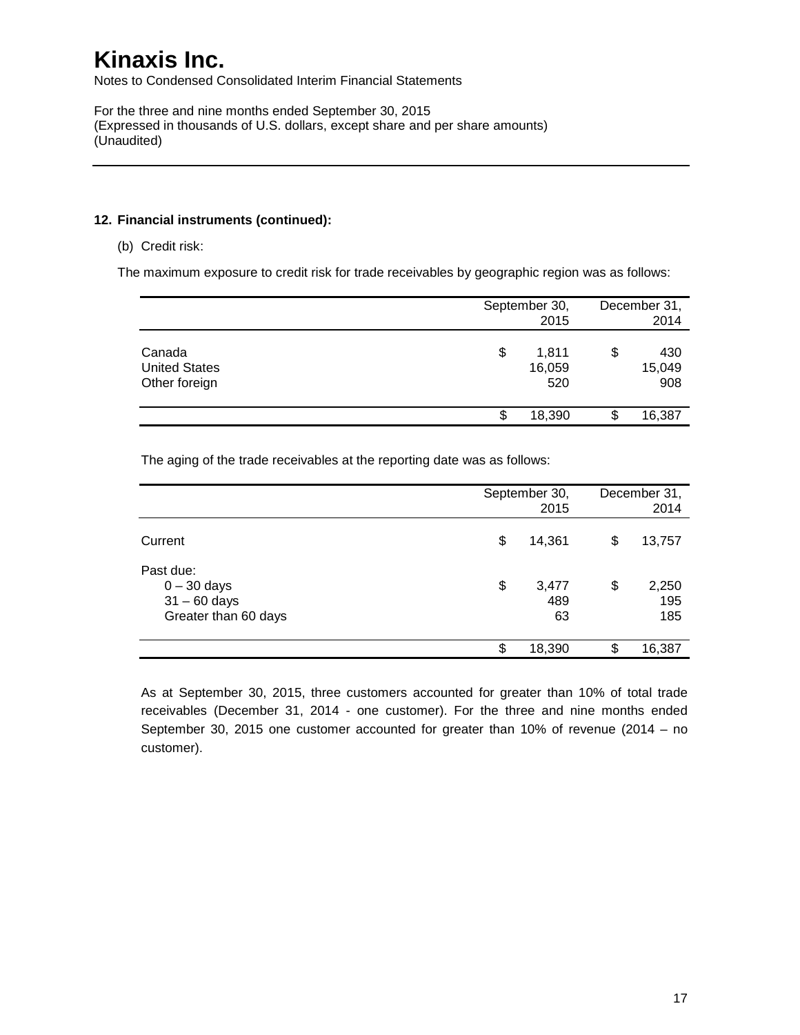### 12. Financial instruments (continued):

(b) Credit risk:

The maximum exposure to credit risk for trade receivables by geographic region was as follows:

| | September 30, 2015 | December 31, 2014 |
|---|---|---|
| Canada | $ 1,811 | $ 430 |
| United States | 16,059 | 15,049 |
| Other foreign | 520 | 908 |
| | $ 18,390 | $ 16,387 |

The aging of the trade receivables at the reporting date was as follows:

| | September 30, 2015 | December 31, 2014 |
|---|---|---|
| Current | $ 14,361 | $ 13,757 |
| Past due: | | |
| 0 – 30 days | $ 3,477 | $ 2,250 |
| 31 – 60 days | 489 | 195 |
| Greater than 60 days | 63 | 185 |
| | $ 18,390 | $ 16,387 |

As at September 30, 2015, three customers accounted for greater than 10% of total trade receivables (December 31, 2014 - one customer). For the three and nine months ended September 30, 2015 one customer accounted for greater than 10% of revenue (2014 – no customer).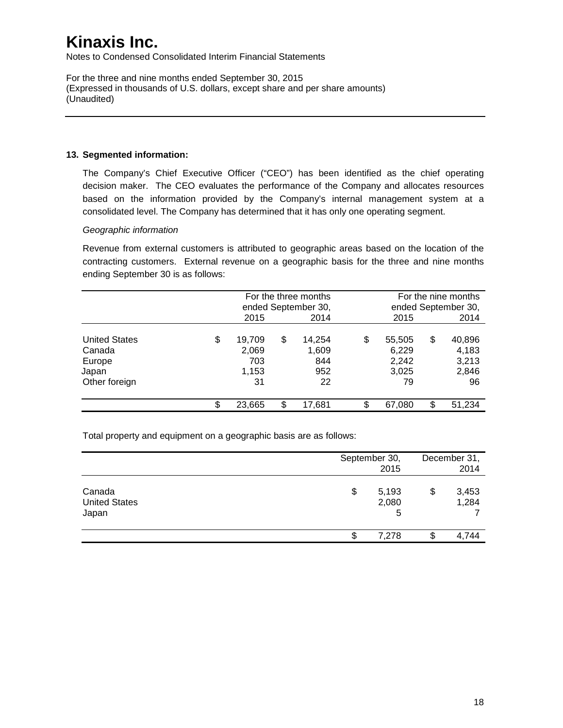# Kinaxis Inc.

Notes to Condensed Consolidated Interim Financial Statements

For the three and nine months ended September 30, 2015
(Expressed in thousands of U.S. dollars, except share and per share amounts)
(Unaudited)

**13. Segmented information:**

The Company's Chief Executive Officer ("CEO") has been identified as the chief operating decision maker. The CEO evaluates the performance of the Company and allocates resources based on the information provided by the Company's internal management system at a consolidated level. The Company has determined that it has only one operating segment.

*Geographic information*

Revenue from external customers is attributed to geographic areas based on the location of the contracting customers. External revenue on a geographic basis for the three and nine months ending September 30 is as follows:

| | For the three months ended September 30, | | For the nine months ended September 30, | |
|---|---|---|---|---|
| | 2015 | 2014 | 2015 | 2014 |
| United States | $ 19,709 | $ 14,254 | $ 55,505 | $ 40,896 |
| Canada | 2,069 | 1,609 | 6,229 | 4,183 |
| Europe | 703 | 844 | 2,242 | 3,213 |
| Japan | 1,153 | 952 | 3,025 | 2,846 |
| Other foreign | 31 | 22 | 79 | 96 |
| | $ 23,665 | $ 17,681 | $ 67,080 | $ 51,234 |

Total property and equipment on a geographic basis are as follows:

| | September 30, 2015 | December 31, 2014 |
|---|---|---|
| Canada | $ 5,193 | $ 3,453 |
| United States | 2,080 | 1,284 |
| Japan | 5 | 7 |
| | $ 7,278 | $ 4,744 |